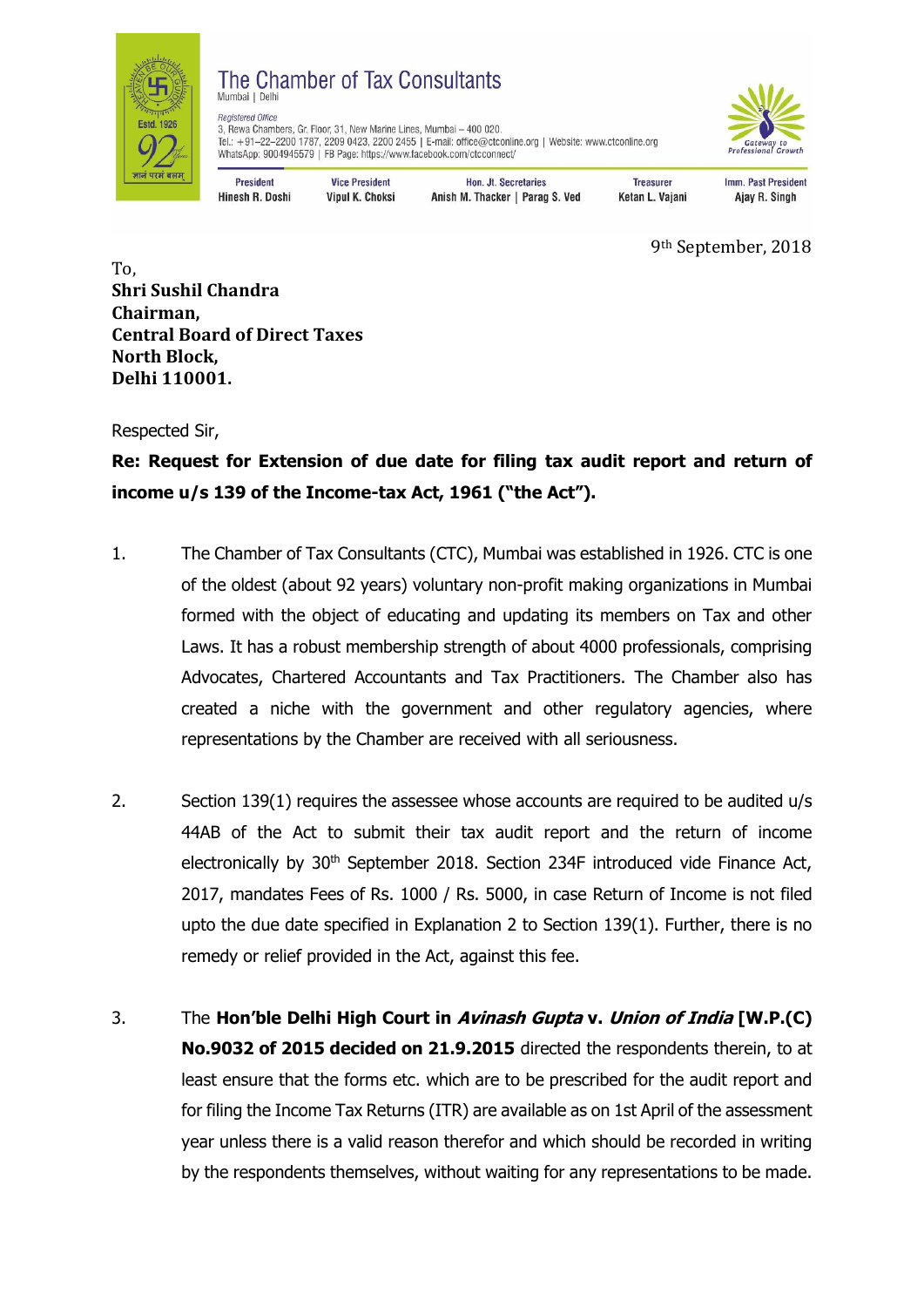The Chamber of Tax Consultants
Mumbai | Delhi

Registered Office
3, Rewa Chambers, Gr. Floor, 31, New Marine Lines, Mumbai – 400 020.
Tel.: +91–22–2200 1787, 2209 0423, 2200 2455 | E-mail: office@ctconline.org | Website: www.ctconline.org
WhatsApp: 9004945579 | FB Page: https://www.facebook.com/ctcconnect/

| President | Vice President | Hon. Jt. Secretaries | Treasurer | Imm. Past President |
|---|---|---|---|---|
| Hinesh R. Doshi | Vipul K. Choksi | Anish M. Thacker \| Parag S. Ved | Ketan L. Vajani | Ajay R. Singh |

9th September, 2018

To,
**Shri Sushil Chandra**
**Chairman,**
**Central Board of Direct Taxes**
**North Block,**
**Delhi 110001.**

Respected Sir,

**Re: Request for Extension of due date for filing tax audit report and return of income u/s 139 of the Income-tax Act, 1961 ("the Act").**

1. The Chamber of Tax Consultants (CTC), Mumbai was established in 1926. CTC is one of the oldest (about 92 years) voluntary non-profit making organizations in Mumbai formed with the object of educating and updating its members on Tax and other Laws. It has a robust membership strength of about 4000 professionals, comprising Advocates, Chartered Accountants and Tax Practitioners. The Chamber also has created a niche with the government and other regulatory agencies, where representations by the Chamber are received with all seriousness.

2. Section 139(1) requires the assessee whose accounts are required to be audited u/s 44AB of the Act to submit their tax audit report and the return of income electronically by 30th September 2018. Section 234F introduced vide Finance Act, 2017, mandates Fees of Rs. 1000 / Rs. 5000, in case Return of Income is not filed upto the due date specified in Explanation 2 to Section 139(1). Further, there is no remedy or relief provided in the Act, against this fee.

3. The **Hon'ble Delhi High Court in *Avinash Gupta* v. *Union of India* [W.P.(C) No.9032 of 2015 decided on 21.9.2015** directed the respondents therein, to at least ensure that the forms etc. which are to be prescribed for the audit report and for filing the Income Tax Returns (ITR) are available as on 1st April of the assessment year unless there is a valid reason therefor and which should be recorded in writing by the respondents themselves, without waiting for any representations to be made.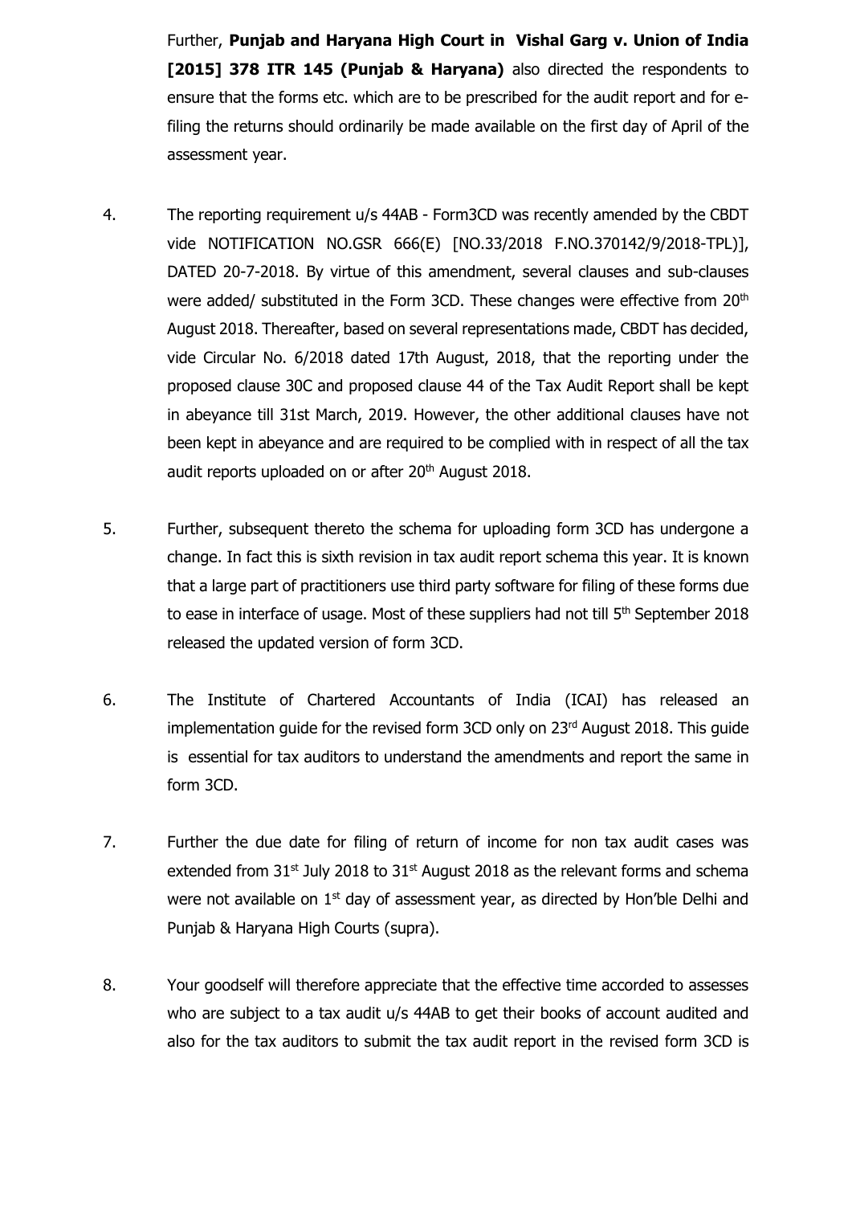Further, **Punjab and Haryana High Court in Vishal Garg v. Union of India [2015] 378 ITR 145 (Punjab & Haryana)** also directed the respondents to ensure that the forms etc. which are to be prescribed for the audit report and for e-filing the returns should ordinarily be made available on the first day of April of the assessment year.

4. The reporting requirement u/s 44AB - Form3CD was recently amended by the CBDT vide NOTIFICATION NO.GSR 666(E) [NO.33/2018 F.NO.370142/9/2018-TPL)], DATED 20-7-2018. By virtue of this amendment, several clauses and sub-clauses were added/ substituted in the Form 3CD. These changes were effective from 20th August 2018. Thereafter, based on several representations made, CBDT has decided, vide Circular No. 6/2018 dated 17th August, 2018, that the reporting under the proposed clause 30C and proposed clause 44 of the Tax Audit Report shall be kept in abeyance till 31st March, 2019. However, the other additional clauses have not been kept in abeyance and are required to be complied with in respect of all the tax audit reports uploaded on or after 20th August 2018.

5. Further, subsequent thereto the schema for uploading form 3CD has undergone a change. In fact this is sixth revision in tax audit report schema this year. It is known that a large part of practitioners use third party software for filing of these forms due to ease in interface of usage. Most of these suppliers had not till 5th September 2018 released the updated version of form 3CD.

6. The Institute of Chartered Accountants of India (ICAI) has released an implementation guide for the revised form 3CD only on 23rd August 2018. This guide is essential for tax auditors to understand the amendments and report the same in form 3CD.

7. Further the due date for filing of return of income for non tax audit cases was extended from 31st July 2018 to 31st August 2018 as the relevant forms and schema were not available on 1st day of assessment year, as directed by Hon'ble Delhi and Punjab & Haryana High Courts (supra).

8. Your goodself will therefore appreciate that the effective time accorded to assesses who are subject to a tax audit u/s 44AB to get their books of account audited and also for the tax auditors to submit the tax audit report in the revised form 3CD is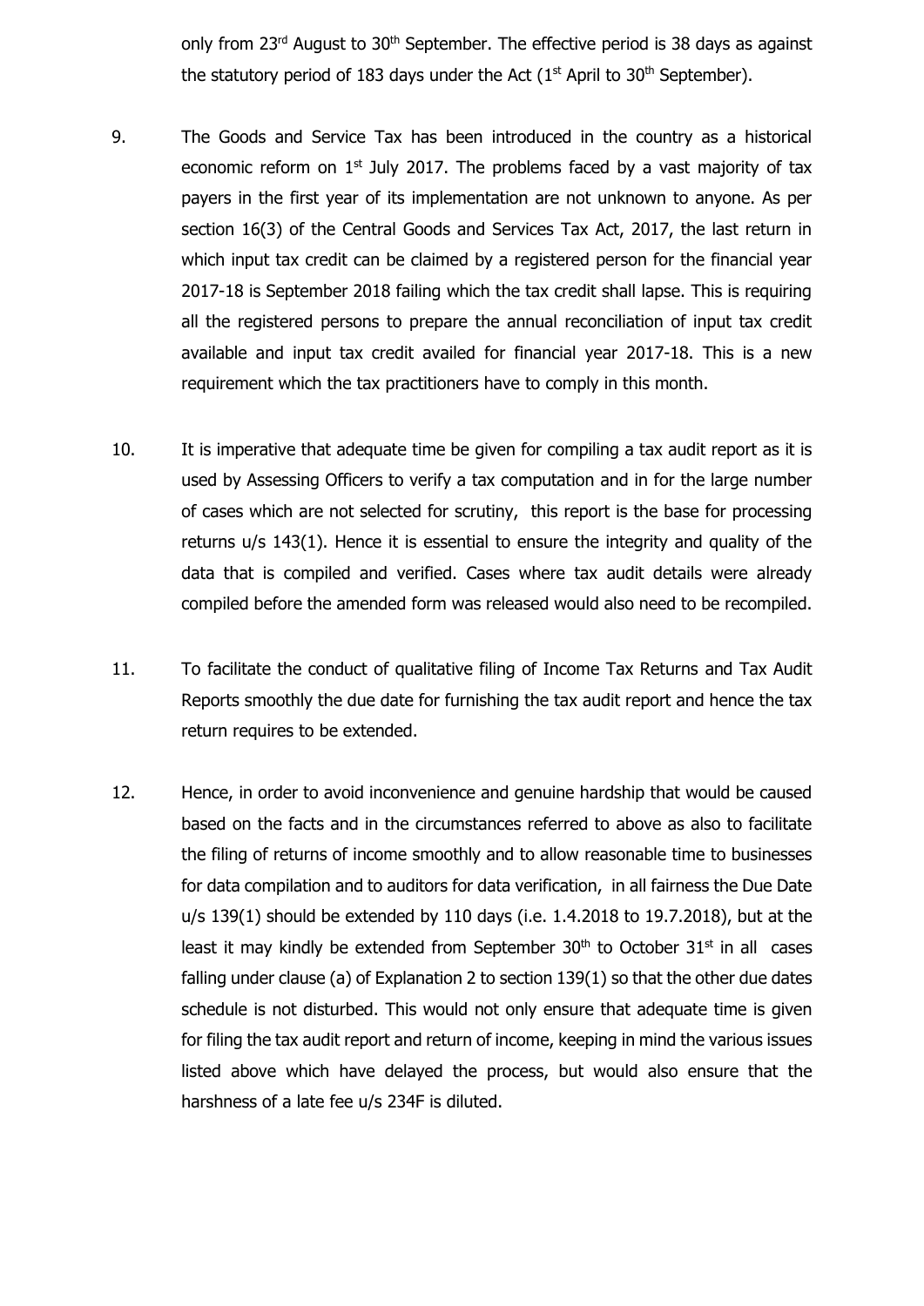only from 23rd August to 30th September. The effective period is 38 days as against the statutory period of 183 days under the Act (1st April to 30th September).

9. The Goods and Service Tax has been introduced in the country as a historical economic reform on 1st July 2017. The problems faced by a vast majority of tax payers in the first year of its implementation are not unknown to anyone. As per section 16(3) of the Central Goods and Services Tax Act, 2017, the last return in which input tax credit can be claimed by a registered person for the financial year 2017-18 is September 2018 failing which the tax credit shall lapse. This is requiring all the registered persons to prepare the annual reconciliation of input tax credit available and input tax credit availed for financial year 2017-18. This is a new requirement which the tax practitioners have to comply in this month.

10. It is imperative that adequate time be given for compiling a tax audit report as it is used by Assessing Officers to verify a tax computation and in for the large number of cases which are not selected for scrutiny, this report is the base for processing returns u/s 143(1). Hence it is essential to ensure the integrity and quality of the data that is compiled and verified. Cases where tax audit details were already compiled before the amended form was released would also need to be recompiled.

11. To facilitate the conduct of qualitative filing of Income Tax Returns and Tax Audit Reports smoothly the due date for furnishing the tax audit report and hence the tax return requires to be extended.

12. Hence, in order to avoid inconvenience and genuine hardship that would be caused based on the facts and in the circumstances referred to above as also to facilitate the filing of returns of income smoothly and to allow reasonable time to businesses for data compilation and to auditors for data verification, in all fairness the Due Date u/s 139(1) should be extended by 110 days (i.e. 1.4.2018 to 19.7.2018), but at the least it may kindly be extended from September 30th to October 31st in all cases falling under clause (a) of Explanation 2 to section 139(1) so that the other due dates schedule is not disturbed. This would not only ensure that adequate time is given for filing the tax audit report and return of income, keeping in mind the various issues listed above which have delayed the process, but would also ensure that the harshness of a late fee u/s 234F is diluted.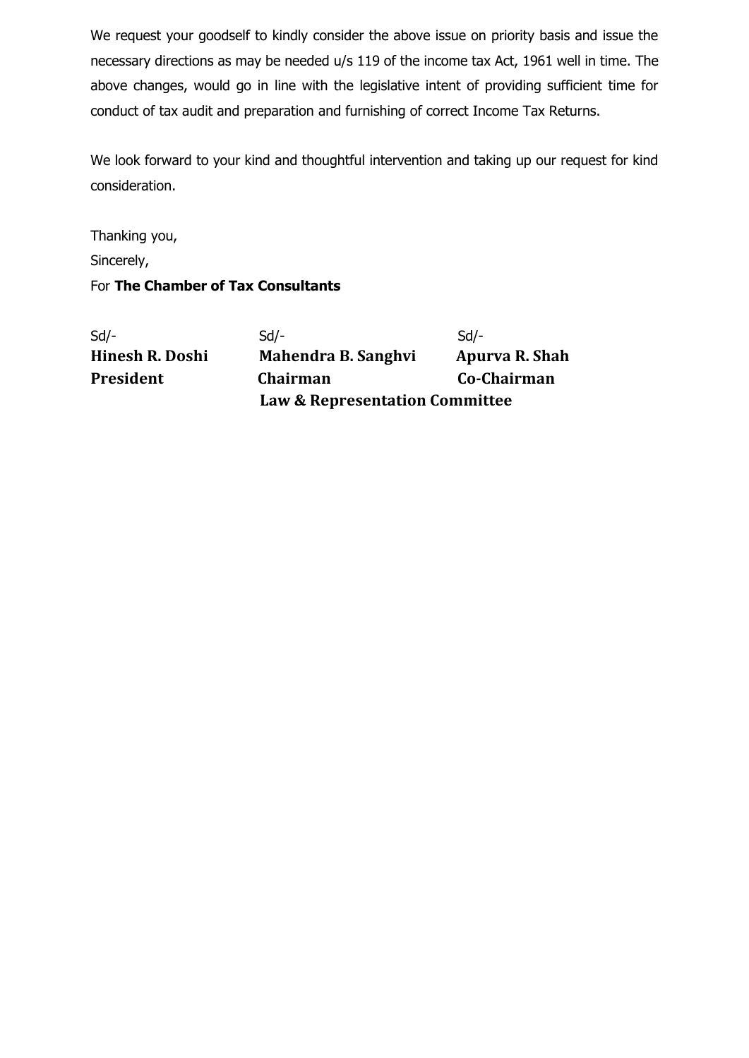We request your goodself to kindly consider the above issue on priority basis and issue the necessary directions as may be needed u/s 119 of the income tax Act, 1961 well in time. The above changes, would go in line with the legislative intent of providing sufficient time for conduct of tax audit and preparation and furnishing of correct Income Tax Returns.

We look forward to your kind and thoughtful intervention and taking up our request for kind consideration.

Thanking you,
Sincerely,
For **The Chamber of Tax Consultants**

| | | |
|---|---|---|
| Sd/- | Sd/- | Sd/- |
| **Hinesh R. Doshi** | **Mahendra B. Sanghvi** | **Apurva R. Shah** |
| **President** | **Chairman** | **Co-Chairman** |
| | **Law & Representation Committee** | |